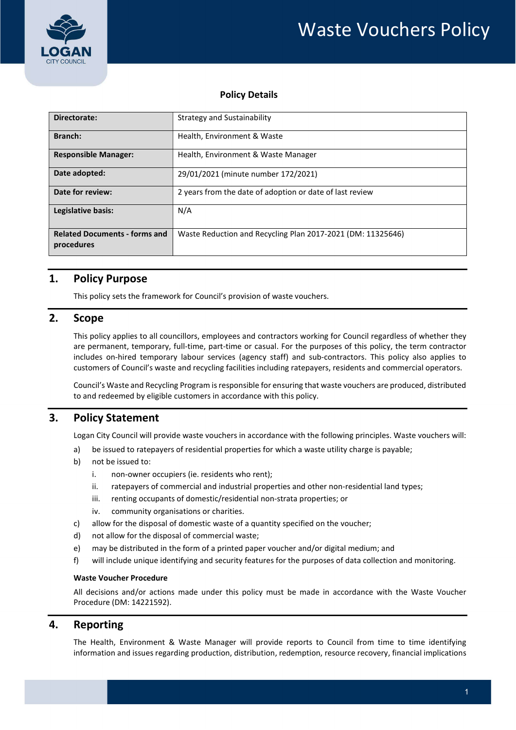# Waste Vouchers Policy

**Policy Details**

| | |
|---|---|
| **Directorate:** | Strategy and Sustainability |
| **Branch:** | Health, Environment & Waste |
| **Responsible Manager:** | Health, Environment & Waste Manager |
| **Date adopted:** | 29/01/2021 (minute number 172/2021) |
| **Date for review:** | 2 years from the date of adoption or date of last review |
| **Legislative basis:** | N/A |
| **Related Documents - forms and procedures** | Waste Reduction and Recycling Plan 2017-2021 (DM: 11325646) |

## 1. Policy Purpose

This policy sets the framework for Council's provision of waste vouchers.

## 2. Scope

This policy applies to all councillors, employees and contractors working for Council regardless of whether they are permanent, temporary, full-time, part-time or casual. For the purposes of this policy, the term contractor includes on-hired temporary labour services (agency staff) and sub-contractors. This policy also applies to customers of Council's waste and recycling facilities including ratepayers, residents and commercial operators.

Council's Waste and Recycling Program is responsible for ensuring that waste vouchers are produced, distributed to and redeemed by eligible customers in accordance with this policy.

## 3. Policy Statement

Logan City Council will provide waste vouchers in accordance with the following principles. Waste vouchers will:

a) be issued to ratepayers of residential properties for which a waste utility charge is payable;

b) not be issued to:

   i. non-owner occupiers (ie. residents who rent);

   ii. ratepayers of commercial and industrial properties and other non-residential land types;

   iii. renting occupants of domestic/residential non-strata properties; or

   iv. community organisations or charities.

c) allow for the disposal of domestic waste of a quantity specified on the voucher;

d) not allow for the disposal of commercial waste;

e) may be distributed in the form of a printed paper voucher and/or digital medium; and

f) will include unique identifying and security features for the purposes of data collection and monitoring.

**Waste Voucher Procedure**

All decisions and/or actions made under this policy must be made in accordance with the Waste Voucher Procedure (DM: 14221592).

## 4. Reporting

The Health, Environment & Waste Manager will provide reports to Council from time to time identifying information and issues regarding production, distribution, redemption, resource recovery, financial implications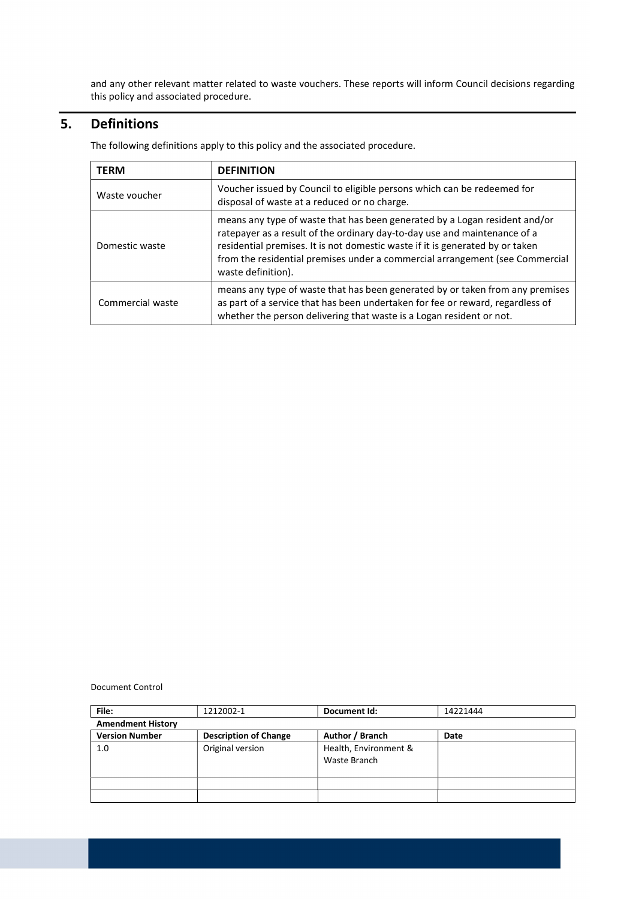and any other relevant matter related to waste vouchers. These reports will inform Council decisions regarding this policy and associated procedure.

## 5. Definitions

The following definitions apply to this policy and the associated procedure.

| TERM | DEFINITION |
|---|---|
| Waste voucher | Voucher issued by Council to eligible persons which can be redeemed for disposal of waste at a reduced or no charge. |
| Domestic waste | means any type of waste that has been generated by a Logan resident and/or ratepayer as a result of the ordinary day-to-day use and maintenance of a residential premises. It is not domestic waste if it is generated by or taken from the residential premises under a commercial arrangement (see Commercial waste definition). |
| Commercial waste | means any type of waste that has been generated by or taken from any premises as part of a service that has been undertaken for fee or reward, regardless of whether the person delivering that waste is a Logan resident or not. |

Document Control

| File: | 1212002-1 | Document Id: | 14221444 |
|---|---|---|---|
| **Amendment History** | | | |
| **Version Number** | **Description of Change** | **Author / Branch** | **Date** |
| 1.0 | Original version | Health, Environment & Waste Branch | |
| | | | |
| | | | |